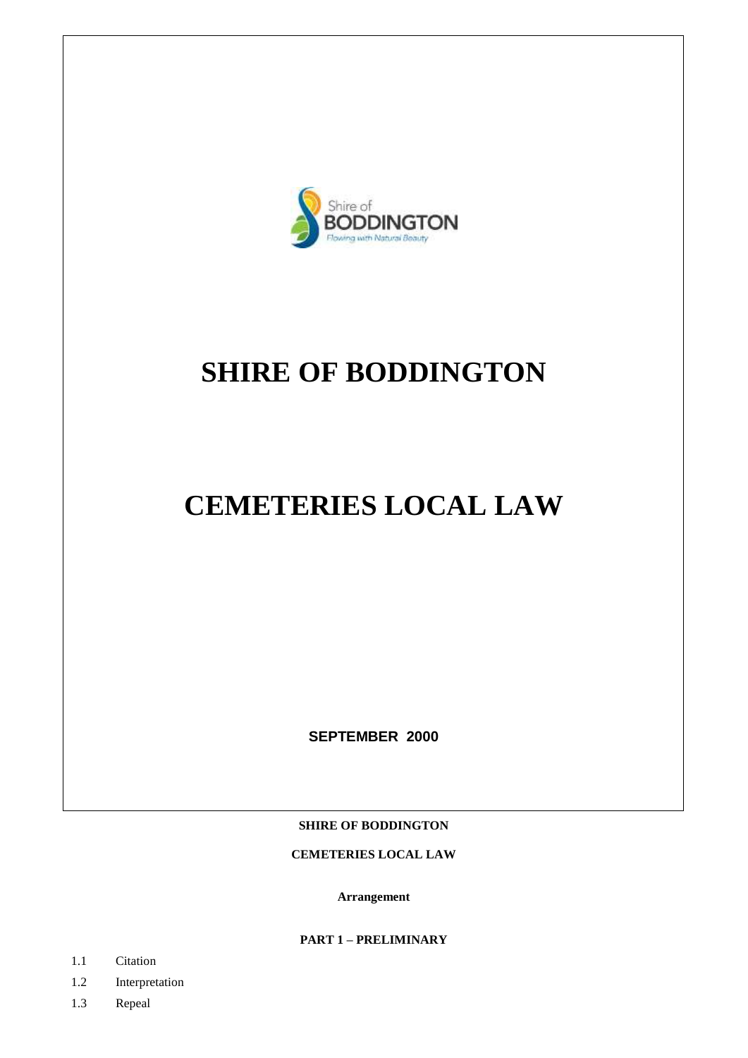Shire of BODDINGTON

Flowing with Natural Beauty

# SHIRE OF BODDINGTON

# CEMETERIES LOCAL LAW

**SEPTEMBER 2000**

**SHIRE OF BODDINGTON**

**CEMETERIES LOCAL LAW**

**Arrangement**

**PART 1 – PRELIMINARY**

1.1 Citation

1.2 Interpretation

1.3 Repeal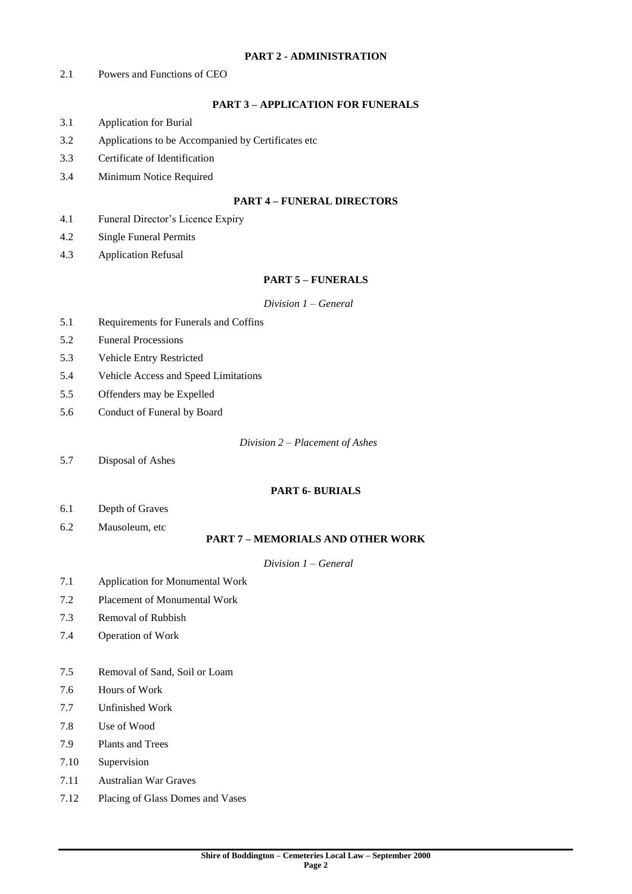## PART 2 - ADMINISTRATION

2.1 Powers and Functions of CEO

## PART 3 – APPLICATION FOR FUNERALS

3.1 Application for Burial

3.2 Applications to be Accompanied by Certificates etc

3.3 Certificate of Identification

3.4 Minimum Notice Required

## PART 4 – FUNERAL DIRECTORS

4.1 Funeral Director's Licence Expiry

4.2 Single Funeral Permits

4.3 Application Refusal

## PART 5 – FUNERALS

*Division 1 – General*

5.1 Requirements for Funerals and Coffins

5.2 Funeral Processions

5.3 Vehicle Entry Restricted

5.4 Vehicle Access and Speed Limitations

5.5 Offenders may be Expelled

5.6 Conduct of Funeral by Board

*Division 2 – Placement of Ashes*

5.7 Disposal of Ashes

## PART 6- BURIALS

6.1 Depth of Graves

6.2 Mausoleum, etc

## PART 7 – MEMORIALS AND OTHER WORK

*Division 1 – General*

7.1 Application for Monumental Work

7.2 Placement of Monumental Work

7.3 Removal of Rubbish

7.4 Operation of Work

7.5 Removal of Sand, Soil or Loam

7.6 Hours of Work

7.7 Unfinished Work

7.8 Use of Wood

7.9 Plants and Trees

7.10 Supervision

7.11 Australian War Graves

7.12 Placing of Glass Domes and Vases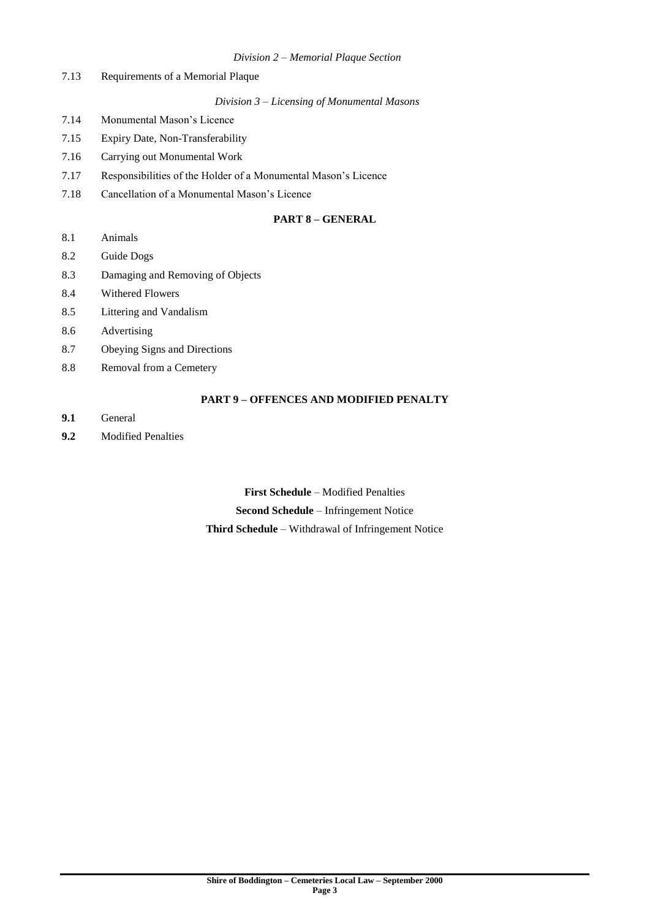*Division 2 – Memorial Plaque Section*

7.13 Requirements of a Memorial Plaque

*Division 3 – Licensing of Monumental Masons*

7.14 Monumental Mason's Licence

7.15 Expiry Date, Non-Transferability

7.16 Carrying out Monumental Work

7.17 Responsibilities of the Holder of a Monumental Mason's Licence

7.18 Cancellation of a Monumental Mason's Licence

**PART 8 – GENERAL**

8.1 Animals

8.2 Guide Dogs

8.3 Damaging and Removing of Objects

8.4 Withered Flowers

8.5 Littering and Vandalism

8.6 Advertising

8.7 Obeying Signs and Directions

8.8 Removal from a Cemetery

**PART 9 – OFFENCES AND MODIFIED PENALTY**

**9.1** General

**9.2** Modified Penalties

**First Schedule** – Modified Penalties

**Second Schedule** – Infringement Notice

**Third Schedule** – Withdrawal of Infringement Notice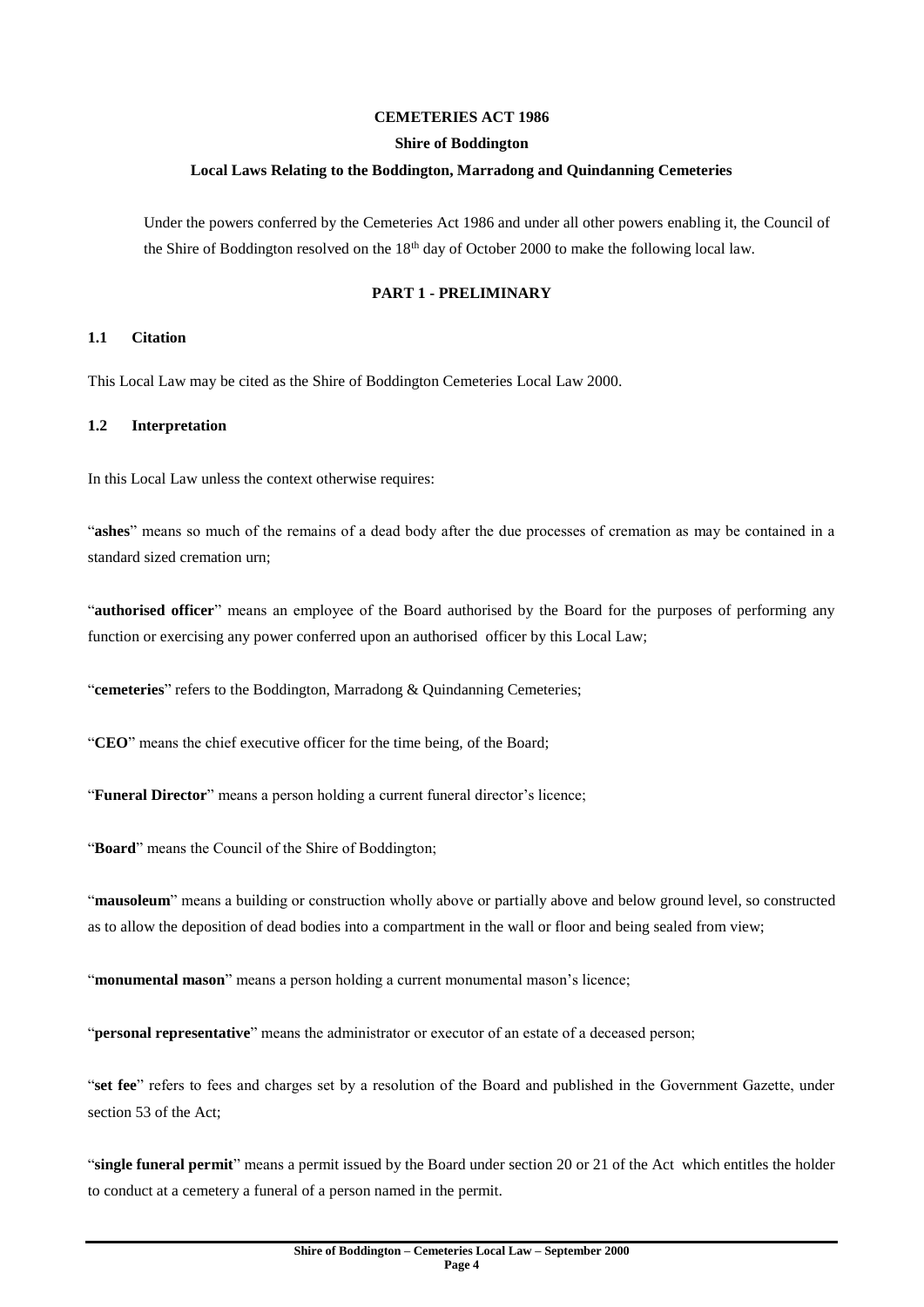**CEMETERIES ACT 1986**

**Shire of Boddington**

**Local Laws Relating to the Boddington, Marradong and Quindanning Cemeteries**

Under the powers conferred by the Cemeteries Act 1986 and under all other powers enabling it, the Council of the Shire of Boddington resolved on the 18th day of October 2000 to make the following local law.

## PART 1 - PRELIMINARY

### 1.1 Citation

This Local Law may be cited as the Shire of Boddington Cemeteries Local Law 2000.

### 1.2 Interpretation

In this Local Law unless the context otherwise requires:

"**ashes**" means so much of the remains of a dead body after the due processes of cremation as may be contained in a standard sized cremation urn;

"**authorised officer**" means an employee of the Board authorised by the Board for the purposes of performing any function or exercising any power conferred upon an authorised officer by this Local Law;

"**cemeteries**" refers to the Boddington, Marradong & Quindanning Cemeteries;

"**CEO**" means the chief executive officer for the time being, of the Board;

"**Funeral Director**" means a person holding a current funeral director's licence;

"**Board**" means the Council of the Shire of Boddington;

"**mausoleum**" means a building or construction wholly above or partially above and below ground level, so constructed as to allow the deposition of dead bodies into a compartment in the wall or floor and being sealed from view;

"**monumental mason**" means a person holding a current monumental mason's licence;

"**personal representative**" means the administrator or executor of an estate of a deceased person;

"**set fee**" refers to fees and charges set by a resolution of the Board and published in the Government Gazette, under section 53 of the Act;

"**single funeral permit**" means a permit issued by the Board under section 20 or 21 of the Act which entitles the holder to conduct at a cemetery a funeral of a person named in the permit.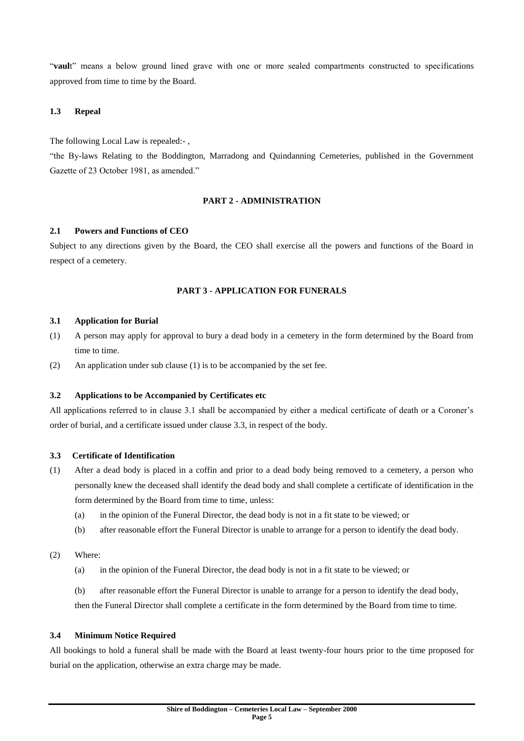"**vault**" means a below ground lined grave with one or more sealed compartments constructed to specifications approved from time to time by the Board.

### 1.3 Repeal

The following Local Law is repealed:- ,

"the By-laws Relating to the Boddington, Marradong and Quindanning Cemeteries, published in the Government Gazette of 23 October 1981, as amended."

## PART 2 - ADMINISTRATION

### 2.1 Powers and Functions of CEO

Subject to any directions given by the Board, the CEO shall exercise all the powers and functions of the Board in respect of a cemetery.

## PART 3 - APPLICATION FOR FUNERALS

### 3.1 Application for Burial

(1) A person may apply for approval to bury a dead body in a cemetery in the form determined by the Board from time to time.

(2) An application under sub clause (1) is to be accompanied by the set fee.

### 3.2 Applications to be Accompanied by Certificates etc

All applications referred to in clause 3.1 shall be accompanied by either a medical certificate of death or a Coroner's order of burial, and a certificate issued under clause 3.3, in respect of the body.

### 3.3 Certificate of Identification

(1) After a dead body is placed in a coffin and prior to a dead body being removed to a cemetery, a person who personally knew the deceased shall identify the dead body and shall complete a certificate of identification in the form determined by the Board from time to time, unless:

 (a) in the opinion of the Funeral Director, the dead body is not in a fit state to be viewed; or

 (b) after reasonable effort the Funeral Director is unable to arrange for a person to identify the dead body.

(2) Where:

 (a) in the opinion of the Funeral Director, the dead body is not in a fit state to be viewed; or

 (b) after reasonable effort the Funeral Director is unable to arrange for a person to identify the dead body,

 then the Funeral Director shall complete a certificate in the form determined by the Board from time to time.

### 3.4 Minimum Notice Required

All bookings to hold a funeral shall be made with the Board at least twenty-four hours prior to the time proposed for burial on the application, otherwise an extra charge may be made.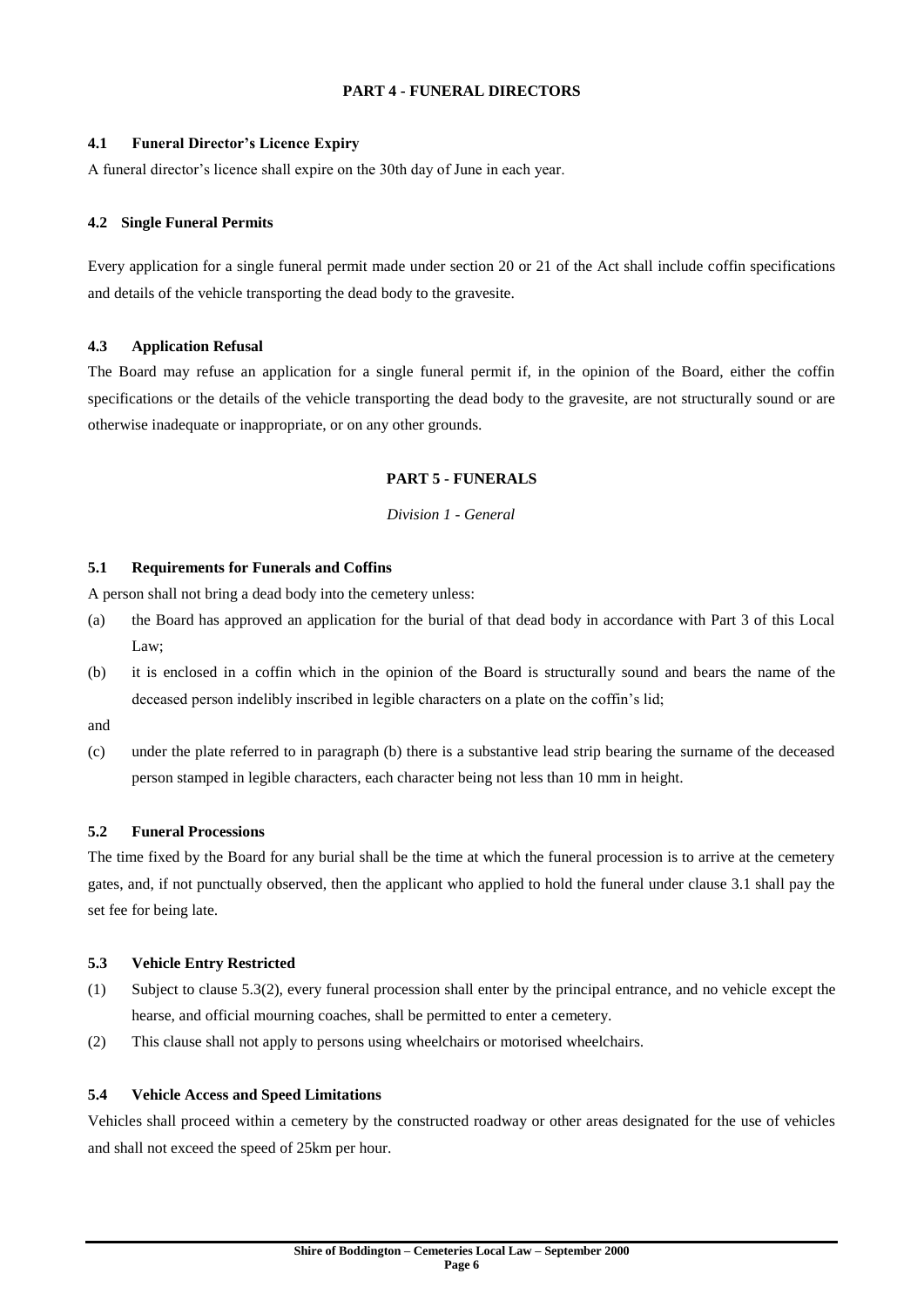## PART 4 - FUNERAL DIRECTORS

### 4.1 Funeral Director's Licence Expiry

A funeral director's licence shall expire on the 30th day of June in each year.

### 4.2 Single Funeral Permits

Every application for a single funeral permit made under section 20 or 21 of the Act shall include coffin specifications and details of the vehicle transporting the dead body to the gravesite.

### 4.3 Application Refusal

The Board may refuse an application for a single funeral permit if, in the opinion of the Board, either the coffin specifications or the details of the vehicle transporting the dead body to the gravesite, are not structurally sound or are otherwise inadequate or inappropriate, or on any other grounds.

## PART 5 - FUNERALS

*Division 1 - General*

### 5.1 Requirements for Funerals and Coffins

A person shall not bring a dead body into the cemetery unless:

(a) the Board has approved an application for the burial of that dead body in accordance with Part 3 of this Local Law;

(b) it is enclosed in a coffin which in the opinion of the Board is structurally sound and bears the name of the deceased person indelibly inscribed in legible characters on a plate on the coffin's lid;

and

(c) under the plate referred to in paragraph (b) there is a substantive lead strip bearing the surname of the deceased person stamped in legible characters, each character being not less than 10 mm in height.

### 5.2 Funeral Processions

The time fixed by the Board for any burial shall be the time at which the funeral procession is to arrive at the cemetery gates, and, if not punctually observed, then the applicant who applied to hold the funeral under clause 3.1 shall pay the set fee for being late.

### 5.3 Vehicle Entry Restricted

(1) Subject to clause 5.3(2), every funeral procession shall enter by the principal entrance, and no vehicle except the hearse, and official mourning coaches, shall be permitted to enter a cemetery.

(2) This clause shall not apply to persons using wheelchairs or motorised wheelchairs.

### 5.4 Vehicle Access and Speed Limitations

Vehicles shall proceed within a cemetery by the constructed roadway or other areas designated for the use of vehicles and shall not exceed the speed of 25km per hour.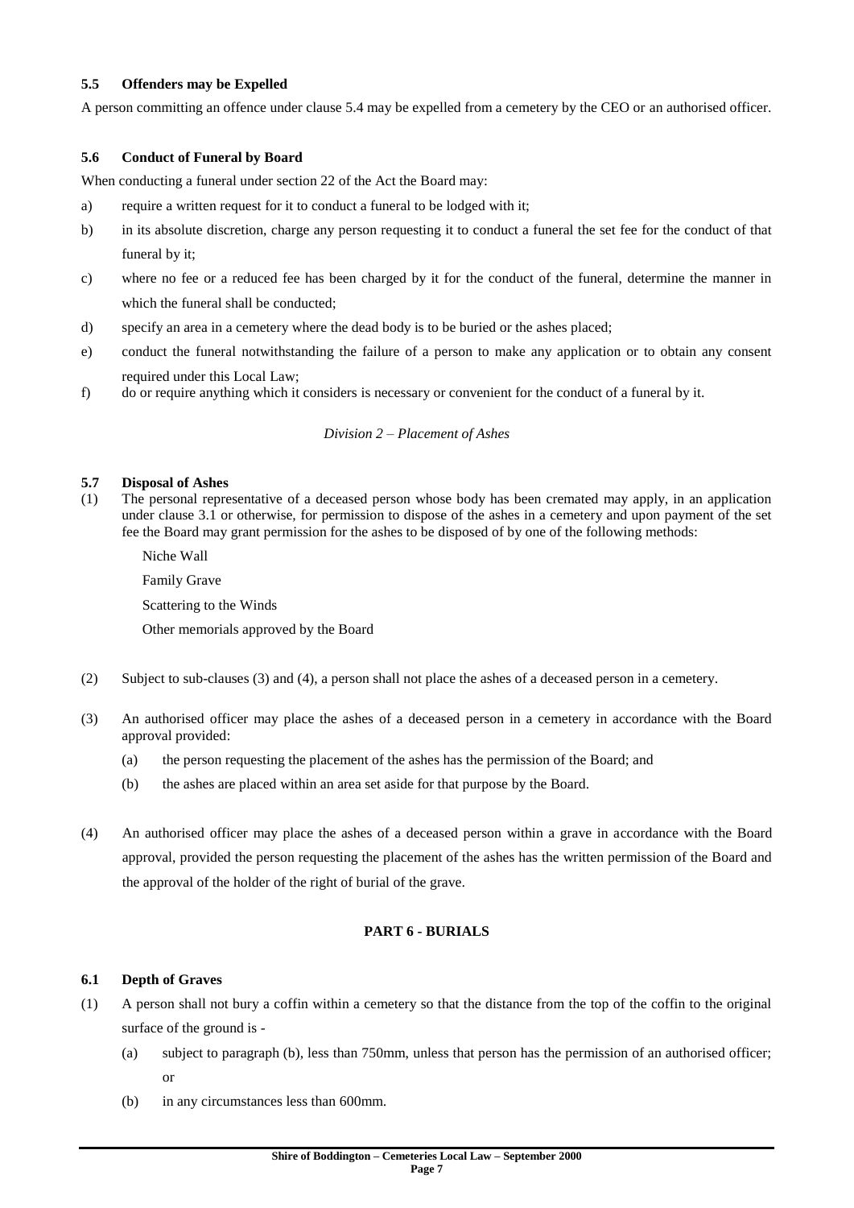### 5.5 Offenders may be Expelled

A person committing an offence under clause 5.4 may be expelled from a cemetery by the CEO or an authorised officer.

### 5.6 Conduct of Funeral by Board

When conducting a funeral under section 22 of the Act the Board may:

a) require a written request for it to conduct a funeral to be lodged with it;

b) in its absolute discretion, charge any person requesting it to conduct a funeral the set fee for the conduct of that funeral by it;

c) where no fee or a reduced fee has been charged by it for the conduct of the funeral, determine the manner in which the funeral shall be conducted;

d) specify an area in a cemetery where the dead body is to be buried or the ashes placed;

e) conduct the funeral notwithstanding the failure of a person to make any application or to obtain any consent required under this Local Law;

f) do or require anything which it considers is necessary or convenient for the conduct of a funeral by it.

*Division 2 – Placement of Ashes*

### 5.7 Disposal of Ashes

(1) The personal representative of a deceased person whose body has been cremated may apply, in an application under clause 3.1 or otherwise, for permission to dispose of the ashes in a cemetery and upon payment of the set fee the Board may grant permission for the ashes to be disposed of by one of the following methods:

Niche Wall

Family Grave

Scattering to the Winds

Other memorials approved by the Board

(2) Subject to sub-clauses (3) and (4), a person shall not place the ashes of a deceased person in a cemetery.

(3) An authorised officer may place the ashes of a deceased person in a cemetery in accordance with the Board approval provided:

(a) the person requesting the placement of the ashes has the permission of the Board; and

(b) the ashes are placed within an area set aside for that purpose by the Board.

(4) An authorised officer may place the ashes of a deceased person within a grave in accordance with the Board approval, provided the person requesting the placement of the ashes has the written permission of the Board and the approval of the holder of the right of burial of the grave.

## PART 6 - BURIALS

### 6.1 Depth of Graves

(1) A person shall not bury a coffin within a cemetery so that the distance from the top of the coffin to the original surface of the ground is -

(a) subject to paragraph (b), less than 750mm, unless that person has the permission of an authorised officer; or

(b) in any circumstances less than 600mm.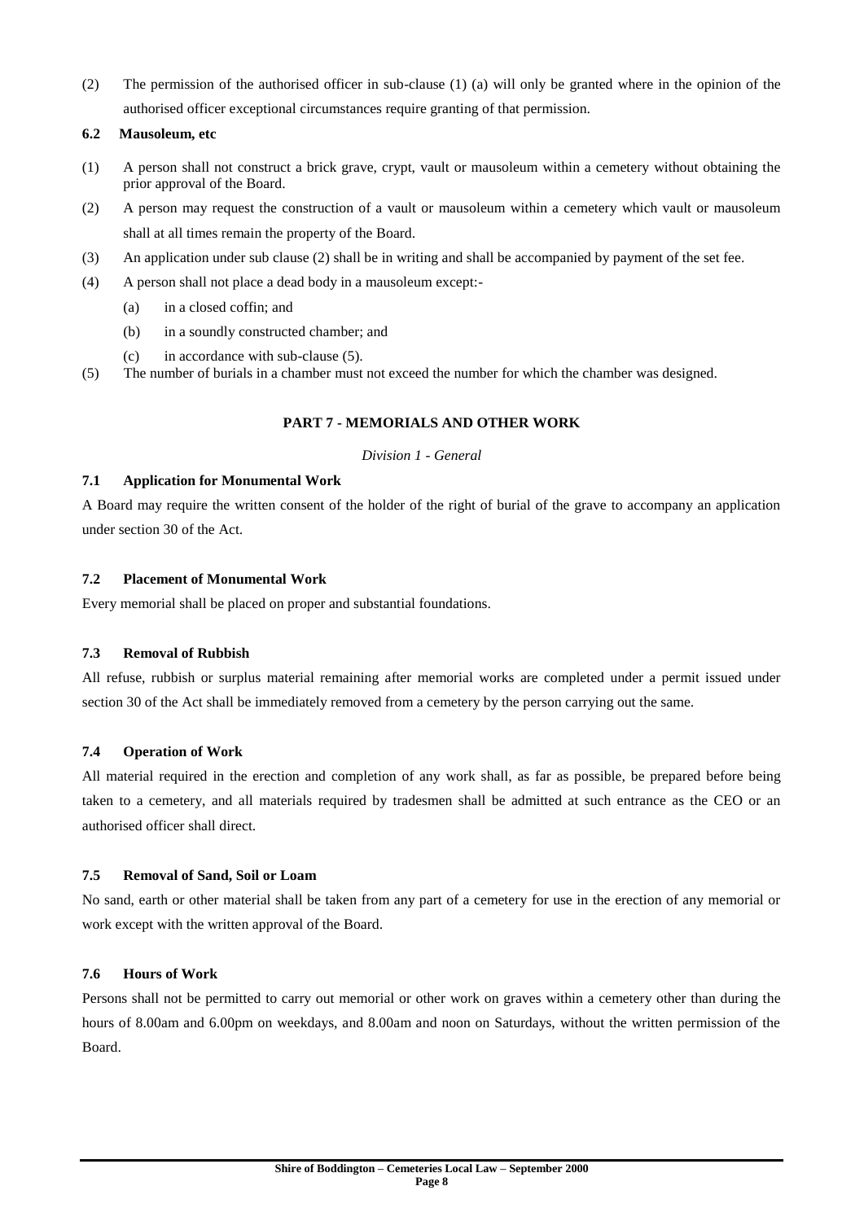(2) The permission of the authorised officer in sub-clause (1) (a) will only be granted where in the opinion of the authorised officer exceptional circumstances require granting of that permission.

### 6.2 Mausoleum, etc

(1) A person shall not construct a brick grave, crypt, vault or mausoleum within a cemetery without obtaining the prior approval of the Board.

(2) A person may request the construction of a vault or mausoleum within a cemetery which vault or mausoleum shall at all times remain the property of the Board.

(3) An application under sub clause (2) shall be in writing and shall be accompanied by payment of the set fee.

(4) A person shall not place a dead body in a mausoleum except:-

- (a) in a closed coffin; and
- (b) in a soundly constructed chamber; and
- (c) in accordance with sub-clause (5).

(5) The number of burials in a chamber must not exceed the number for which the chamber was designed.

## PART 7 - MEMORIALS AND OTHER WORK

*Division 1 - General*

### 7.1 Application for Monumental Work

A Board may require the written consent of the holder of the right of burial of the grave to accompany an application under section 30 of the Act.

### 7.2 Placement of Monumental Work

Every memorial shall be placed on proper and substantial foundations.

### 7.3 Removal of Rubbish

All refuse, rubbish or surplus material remaining after memorial works are completed under a permit issued under section 30 of the Act shall be immediately removed from a cemetery by the person carrying out the same.

### 7.4 Operation of Work

All material required in the erection and completion of any work shall, as far as possible, be prepared before being taken to a cemetery, and all materials required by tradesmen shall be admitted at such entrance as the CEO or an authorised officer shall direct.

### 7.5 Removal of Sand, Soil or Loam

No sand, earth or other material shall be taken from any part of a cemetery for use in the erection of any memorial or work except with the written approval of the Board.

### 7.6 Hours of Work

Persons shall not be permitted to carry out memorial or other work on graves within a cemetery other than during the hours of 8.00am and 6.00pm on weekdays, and 8.00am and noon on Saturdays, without the written permission of the Board.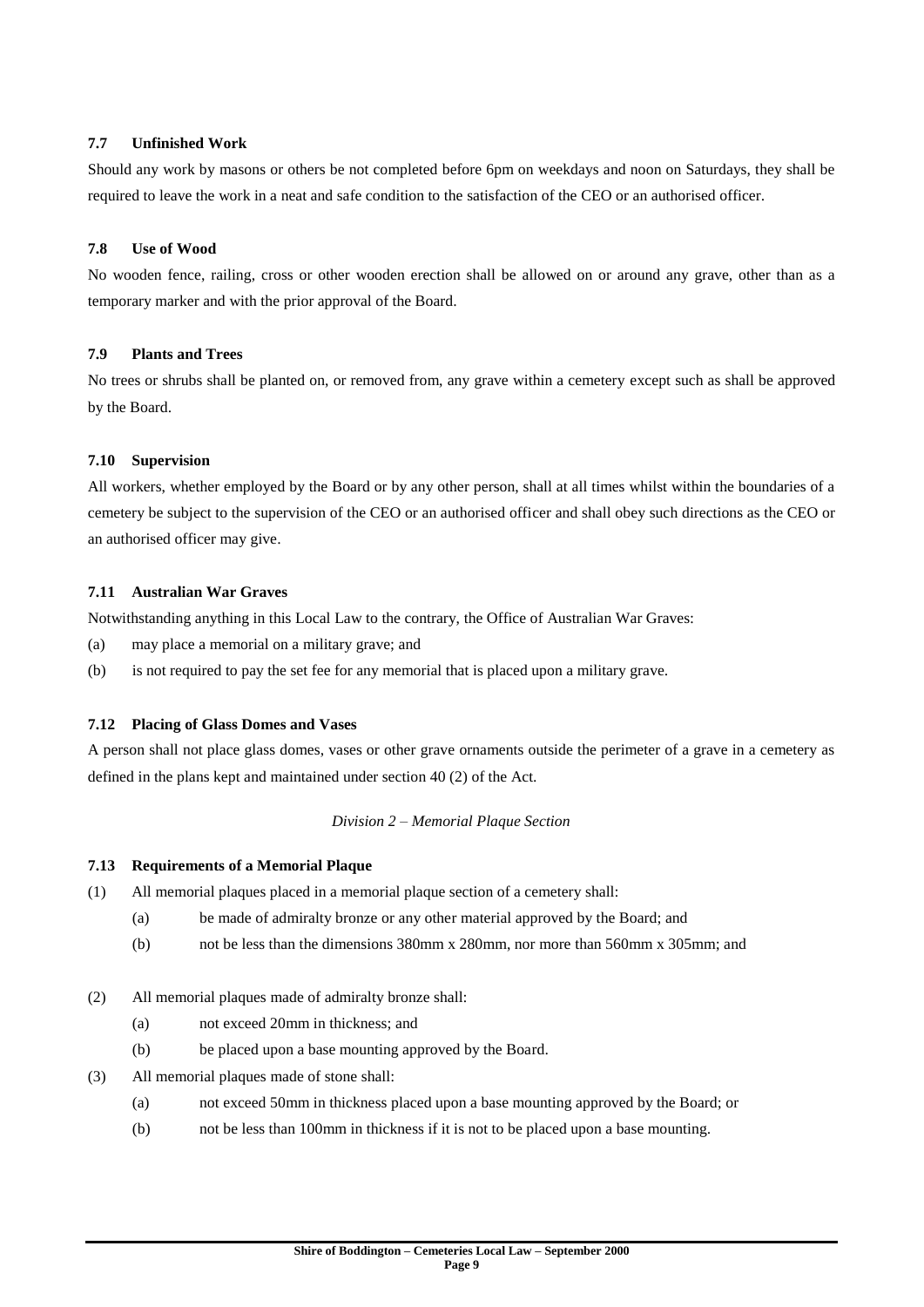### 7.7 Unfinished Work

Should any work by masons or others be not completed before 6pm on weekdays and noon on Saturdays, they shall be required to leave the work in a neat and safe condition to the satisfaction of the CEO or an authorised officer.

### 7.8 Use of Wood

No wooden fence, railing, cross or other wooden erection shall be allowed on or around any grave, other than as a temporary marker and with the prior approval of the Board.

### 7.9 Plants and Trees

No trees or shrubs shall be planted on, or removed from, any grave within a cemetery except such as shall be approved by the Board.

### 7.10 Supervision

All workers, whether employed by the Board or by any other person, shall at all times whilst within the boundaries of a cemetery be subject to the supervision of the CEO or an authorised officer and shall obey such directions as the CEO or an authorised officer may give.

### 7.11 Australian War Graves

Notwithstanding anything in this Local Law to the contrary, the Office of Australian War Graves:

(a) may place a memorial on a military grave; and

(b) is not required to pay the set fee for any memorial that is placed upon a military grave.

### 7.12 Placing of Glass Domes and Vases

A person shall not place glass domes, vases or other grave ornaments outside the perimeter of a grave in a cemetery as defined in the plans kept and maintained under section 40 (2) of the Act.

*Division 2 – Memorial Plaque Section*

### 7.13 Requirements of a Memorial Plaque

(1) All memorial plaques placed in a memorial plaque section of a cemetery shall:

- (a) be made of admiralty bronze or any other material approved by the Board; and
- (b) not be less than the dimensions 380mm x 280mm, nor more than 560mm x 305mm; and

(2) All memorial plaques made of admiralty bronze shall:

- (a) not exceed 20mm in thickness; and
- (b) be placed upon a base mounting approved by the Board.

(3) All memorial plaques made of stone shall:

- (a) not exceed 50mm in thickness placed upon a base mounting approved by the Board; or
- (b) not be less than 100mm in thickness if it is not to be placed upon a base mounting.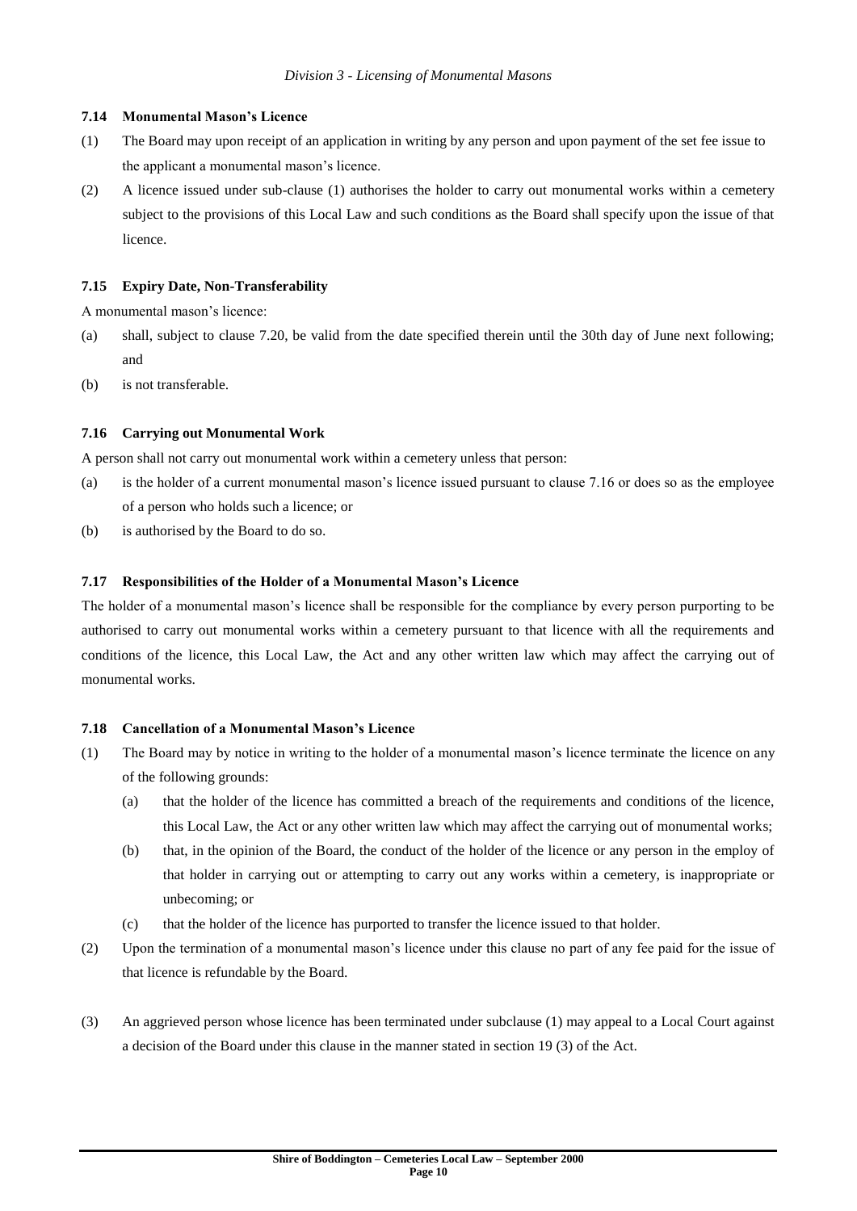*Division 3 - Licensing of Monumental Masons*

### 7.14 Monumental Mason's Licence

(1) The Board may upon receipt of an application in writing by any person and upon payment of the set fee issue to the applicant a monumental mason's licence.

(2) A licence issued under sub-clause (1) authorises the holder to carry out monumental works within a cemetery subject to the provisions of this Local Law and such conditions as the Board shall specify upon the issue of that licence.

### 7.15 Expiry Date, Non-Transferability

A monumental mason's licence:

(a) shall, subject to clause 7.20, be valid from the date specified therein until the 30th day of June next following; and

(b) is not transferable.

### 7.16 Carrying out Monumental Work

A person shall not carry out monumental work within a cemetery unless that person:

(a) is the holder of a current monumental mason's licence issued pursuant to clause 7.16 or does so as the employee of a person who holds such a licence; or

(b) is authorised by the Board to do so.

### 7.17 Responsibilities of the Holder of a Monumental Mason's Licence

The holder of a monumental mason's licence shall be responsible for the compliance by every person purporting to be authorised to carry out monumental works within a cemetery pursuant to that licence with all the requirements and conditions of the licence, this Local Law, the Act and any other written law which may affect the carrying out of monumental works.

### 7.18 Cancellation of a Monumental Mason's Licence

(1) The Board may by notice in writing to the holder of a monumental mason's licence terminate the licence on any of the following grounds:

   (a) that the holder of the licence has committed a breach of the requirements and conditions of the licence, this Local Law, the Act or any other written law which may affect the carrying out of monumental works;

   (b) that, in the opinion of the Board, the conduct of the holder of the licence or any person in the employ of that holder in carrying out or attempting to carry out any works within a cemetery, is inappropriate or unbecoming; or

   (c) that the holder of the licence has purported to transfer the licence issued to that holder.

(2) Upon the termination of a monumental mason's licence under this clause no part of any fee paid for the issue of that licence is refundable by the Board.

(3) An aggrieved person whose licence has been terminated under subclause (1) may appeal to a Local Court against a decision of the Board under this clause in the manner stated in section 19 (3) of the Act.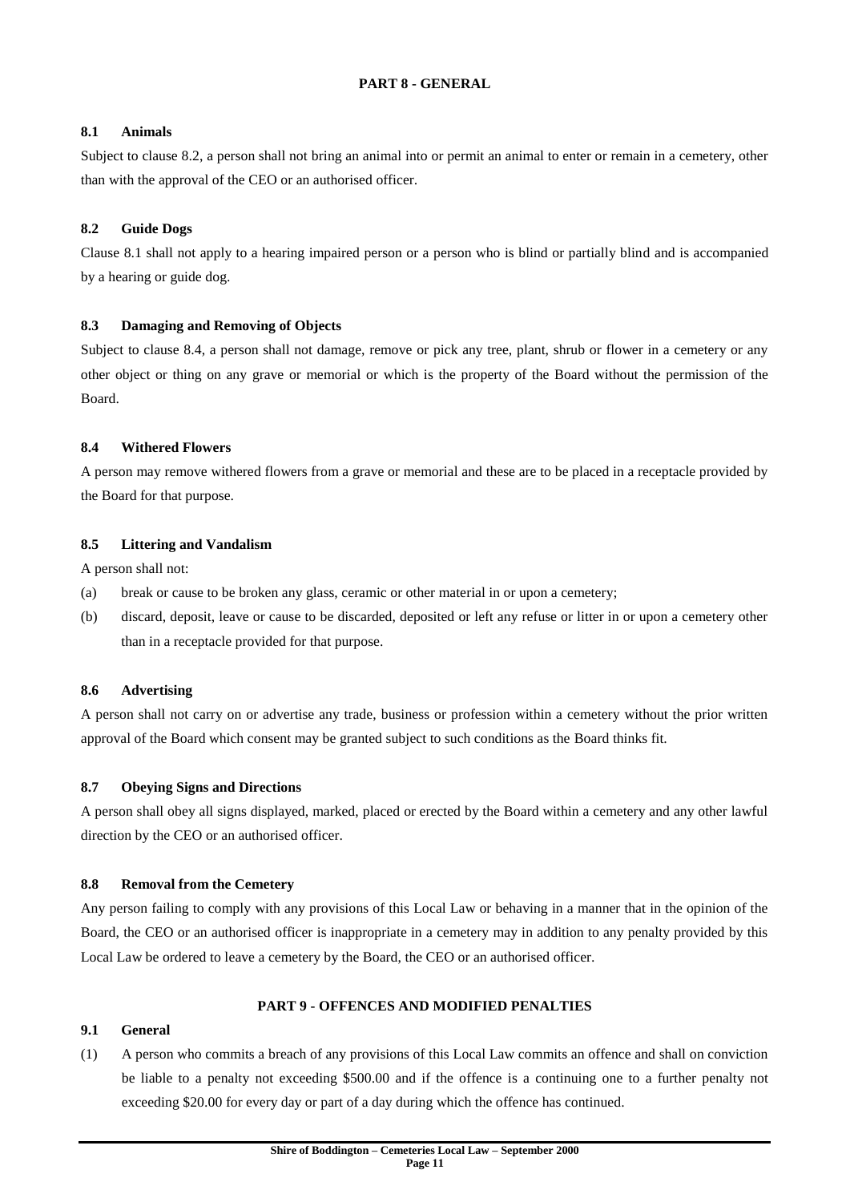## PART 8 - GENERAL

### 8.1 Animals

Subject to clause 8.2, a person shall not bring an animal into or permit an animal to enter or remain in a cemetery, other than with the approval of the CEO or an authorised officer.

### 8.2 Guide Dogs

Clause 8.1 shall not apply to a hearing impaired person or a person who is blind or partially blind and is accompanied by a hearing or guide dog.

### 8.3 Damaging and Removing of Objects

Subject to clause 8.4, a person shall not damage, remove or pick any tree, plant, shrub or flower in a cemetery or any other object or thing on any grave or memorial or which is the property of the Board without the permission of the Board.

### 8.4 Withered Flowers

A person may remove withered flowers from a grave or memorial and these are to be placed in a receptacle provided by the Board for that purpose.

### 8.5 Littering and Vandalism

A person shall not:

(a) break or cause to be broken any glass, ceramic or other material in or upon a cemetery;

(b) discard, deposit, leave or cause to be discarded, deposited or left any refuse or litter in or upon a cemetery other than in a receptacle provided for that purpose.

### 8.6 Advertising

A person shall not carry on or advertise any trade, business or profession within a cemetery without the prior written approval of the Board which consent may be granted subject to such conditions as the Board thinks fit.

### 8.7 Obeying Signs and Directions

A person shall obey all signs displayed, marked, placed or erected by the Board within a cemetery and any other lawful direction by the CEO or an authorised officer.

### 8.8 Removal from the Cemetery

Any person failing to comply with any provisions of this Local Law or behaving in a manner that in the opinion of the Board, the CEO or an authorised officer is inappropriate in a cemetery may in addition to any penalty provided by this Local Law be ordered to leave a cemetery by the Board, the CEO or an authorised officer.

## PART 9 - OFFENCES AND MODIFIED PENALTIES

### 9.1 General

(1) A person who commits a breach of any provisions of this Local Law commits an offence and shall on conviction be liable to a penalty not exceeding $500.00 and if the offence is a continuing one to a further penalty not exceeding $20.00 for every day or part of a day during which the offence has continued.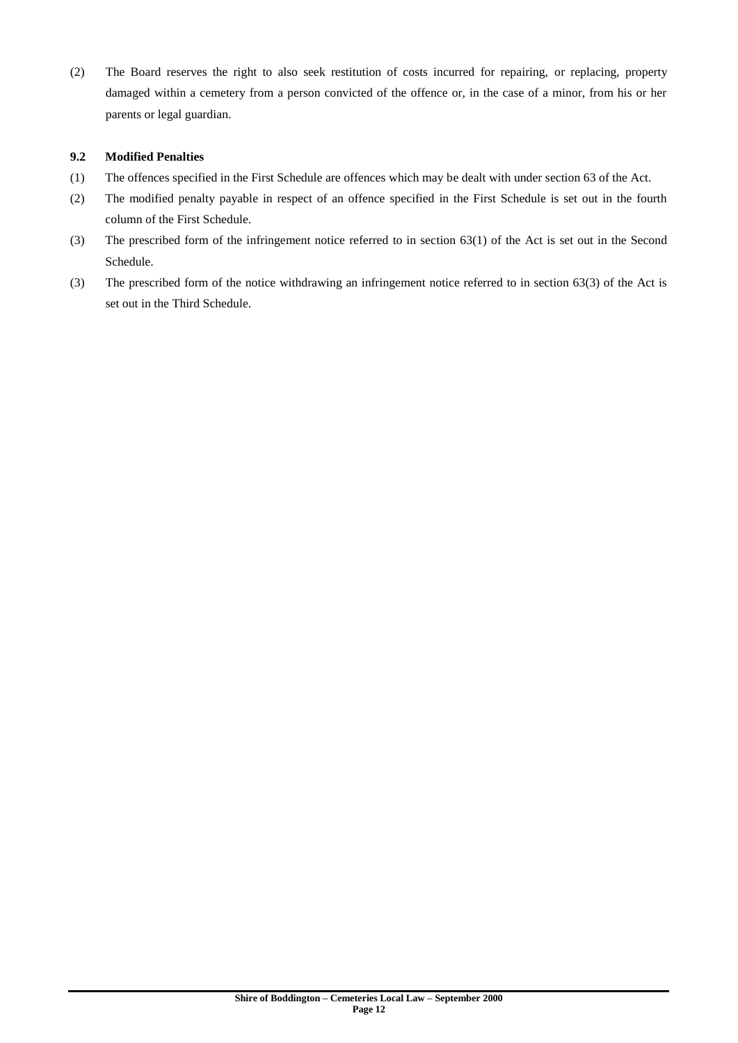(2) The Board reserves the right to also seek restitution of costs incurred for repairing, or replacing, property damaged within a cemetery from a person convicted of the offence or, in the case of a minor, from his or her parents or legal guardian.

### 9.2 Modified Penalties

(1) The offences specified in the First Schedule are offences which may be dealt with under section 63 of the Act.

(2) The modified penalty payable in respect of an offence specified in the First Schedule is set out in the fourth column of the First Schedule.

(3) The prescribed form of the infringement notice referred to in section 63(1) of the Act is set out in the Second Schedule.

(3) The prescribed form of the notice withdrawing an infringement notice referred to in section 63(3) of the Act is set out in the Third Schedule.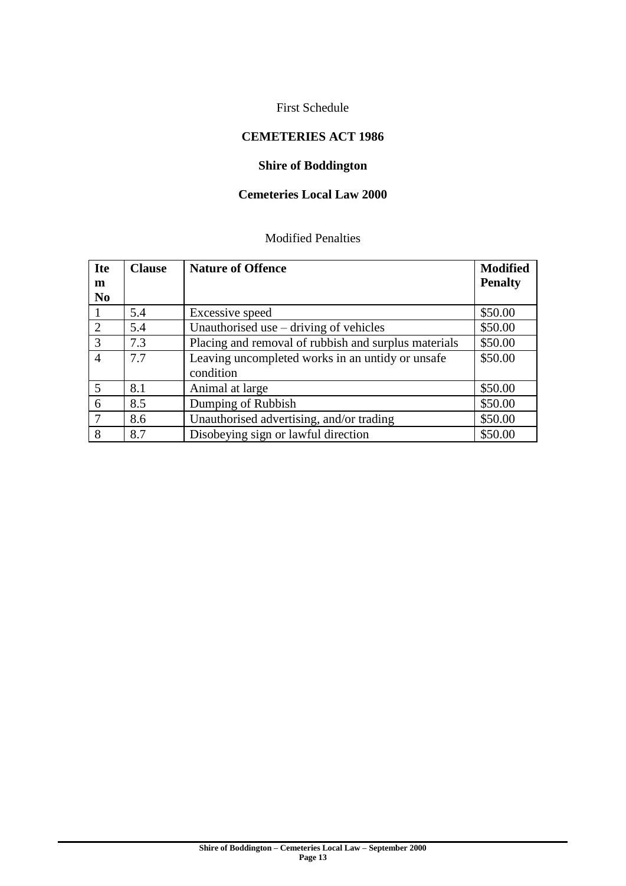First Schedule

**CEMETERIES ACT 1986**

**Shire of Boddington**

**Cemeteries Local Law 2000**

Modified Penalties

| Item No | Clause | Nature of Offence | Modified Penalty |
|---|---|---|---|
| 1 | 5.4 | Excessive speed | $50.00 |
| 2 | 5.4 | Unauthorised use – driving of vehicles | $50.00 |
| 3 | 7.3 | Placing and removal of rubbish and surplus materials | $50.00 |
| 4 | 7.7 | Leaving uncompleted works in an untidy or unsafe condition | $50.00 |
| 5 | 8.1 | Animal at large | $50.00 |
| 6 | 8.5 | Dumping of Rubbish | $50.00 |
| 7 | 8.6 | Unauthorised advertising, and/or trading | $50.00 |
| 8 | 8.7 | Disobeying sign or lawful direction | $50.00 |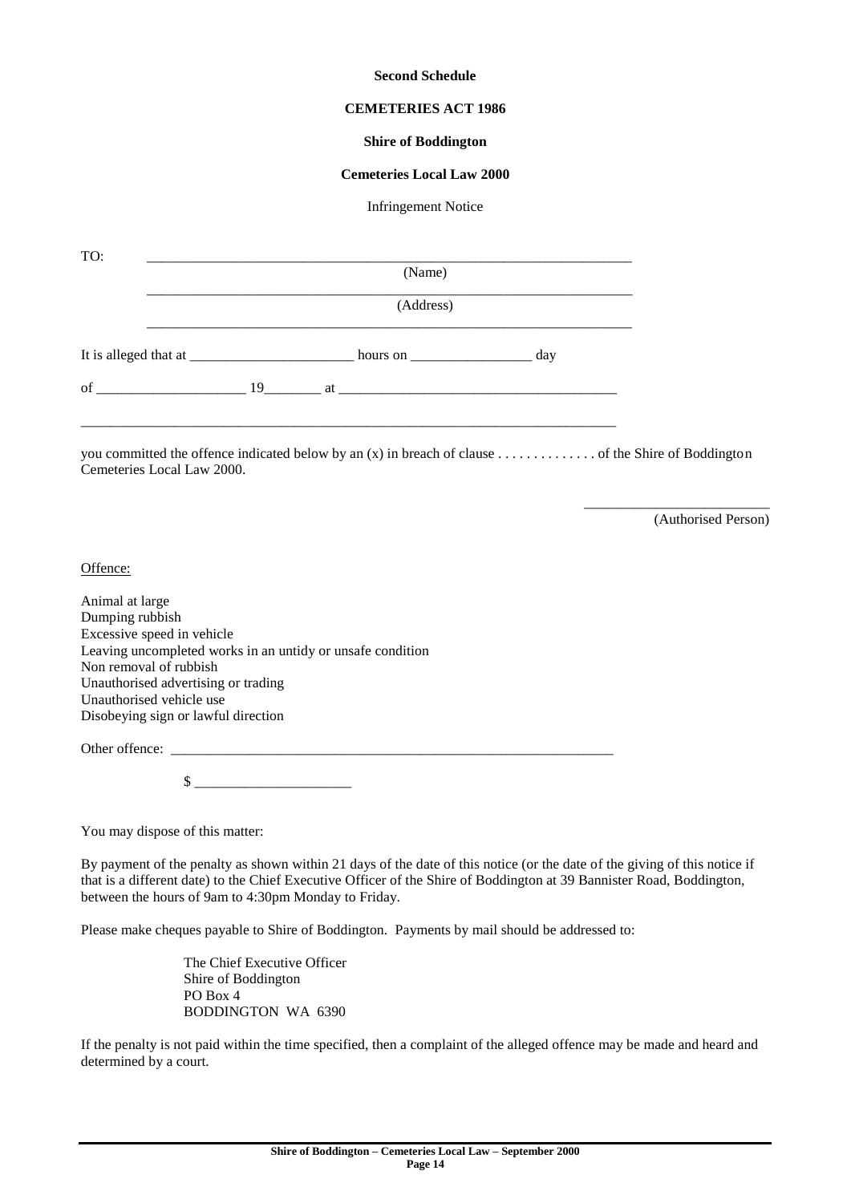**Second Schedule**

**CEMETERIES ACT 1986**

**Shire of Boddington**

**Cemeteries Local Law 2000**

Infringement Notice

TO: ______________________________________________________________________

(Name)

______________________________________________________________________

(Address)

______________________________________________________________________

It is alleged that at _______________________ hours on _________________ day

of _____________________ 19________ at _______________________________________

______________________________________________________________________________

you committed the offence indicated below by an (x) in breach of clause . . . . . . . . . . . . . . of the Shire of Boddington Cemeteries Local Law 2000.

__________________________

(Authorised Person)

Offence:

Animal at large
Dumping rubbish
Excessive speed in vehicle
Leaving uncompleted works in an untidy or unsafe condition
Non removal of rubbish
Unauthorised advertising or trading
Unauthorised vehicle use
Disobeying sign or lawful direction

Other offence: _________________________________________________________________

$ ______________________

You may dispose of this matter:

By payment of the penalty as shown within 21 days of the date of this notice (or the date of the giving of this notice if that is a different date) to the Chief Executive Officer of the Shire of Boddington at 39 Bannister Road, Boddington, between the hours of 9am to 4:30pm Monday to Friday.

Please make cheques payable to Shire of Boddington. Payments by mail should be addressed to:

The Chief Executive Officer
Shire of Boddington
PO Box 4
BODDINGTON WA 6390

If the penalty is not paid within the time specified, then a complaint of the alleged offence may be made and heard and determined by a court.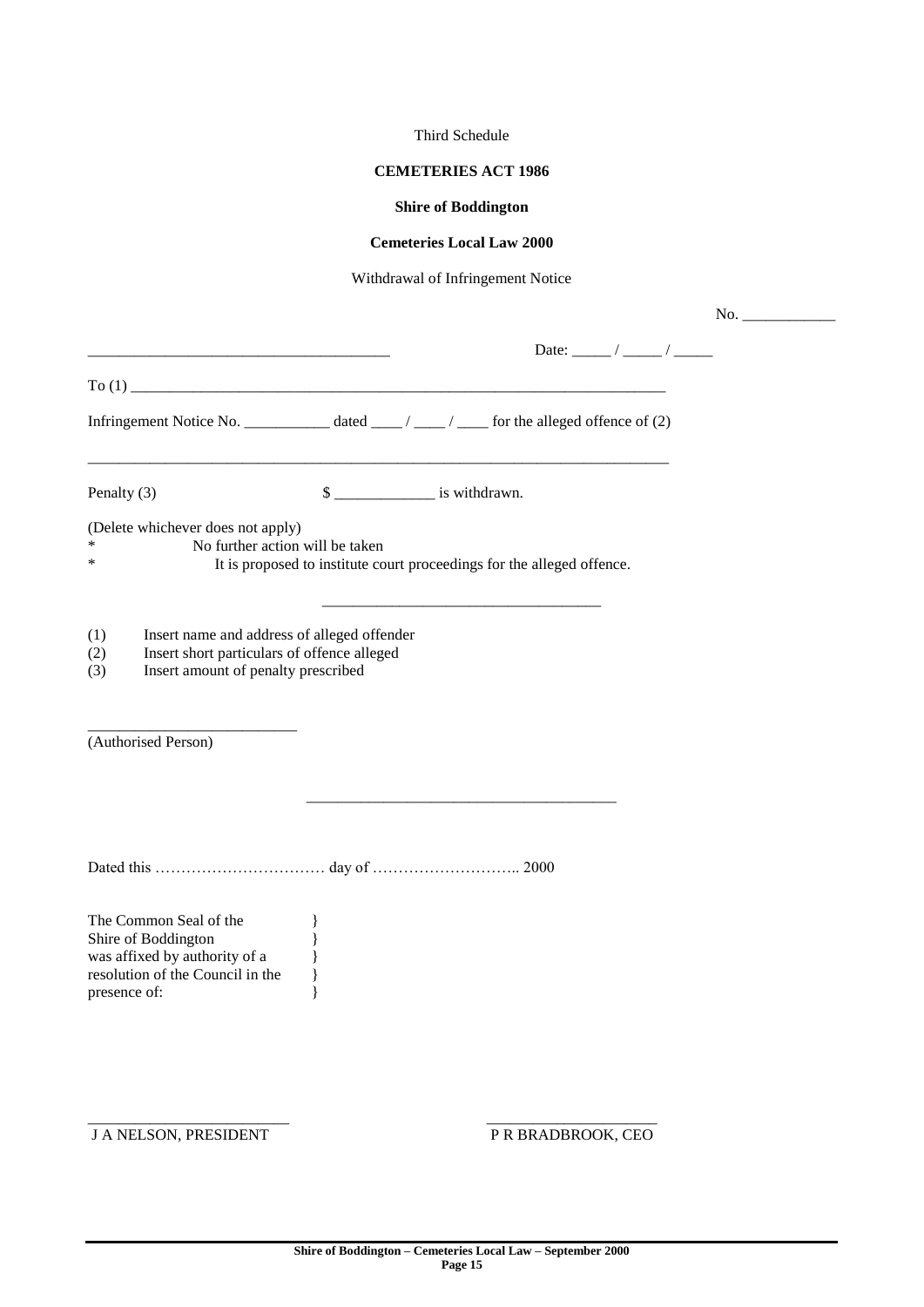Third Schedule

**CEMETERIES ACT 1986**

**Shire of Boddington**

**Cemeteries Local Law 2000**

Withdrawal of Infringement Notice

No. ____________

_______________________________________ Date: _____ / _____ / _____

To (1) ________________________________________________________________________

Infringement Notice No. ___________ dated ____ / ____ / ____ for the alleged offence of (2)

_______________________________________________________________________________

Penalty (3) $ _____________ is withdrawn.

(Delete whichever does not apply)

\* No further action will be taken

\* It is proposed to institute court proceedings for the alleged offence.

___________________________________

(1) Insert name and address of alleged offender
(2) Insert short particulars of offence alleged
(3) Insert amount of penalty prescribed

___________________________

(Authorised Person)

________________________________________

Dated this …………………………… day of ……………………….. 2000

The Common Seal of the }
Shire of Boddington }
was affixed by authority of a }
resolution of the Council in the }
presence of: }

__________________________ ______________________

J A NELSON, PRESIDENT P R BRADBROOK, CEO